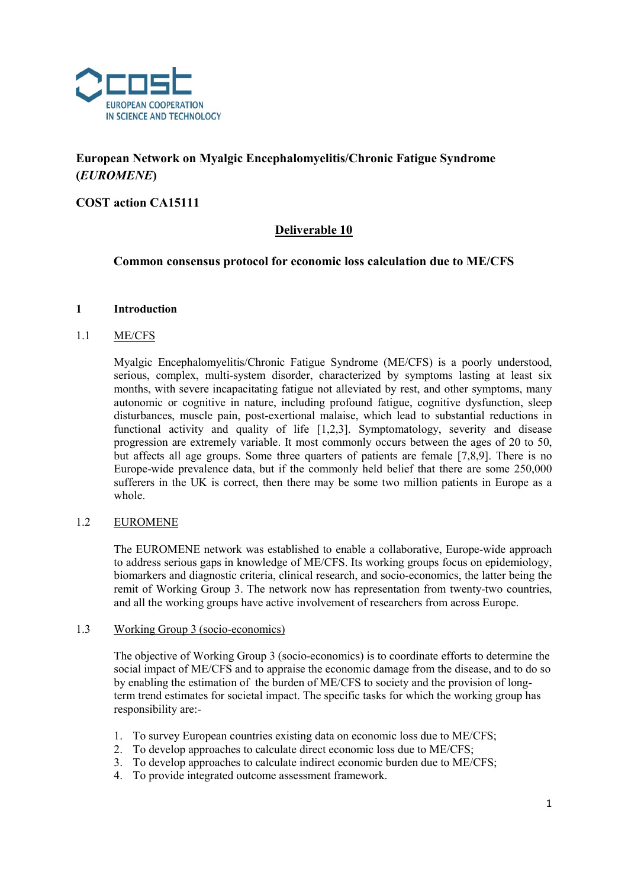COST
EUROPEAN COOPERATION
IN SCIENCE AND TECHNOLOGY

**European Network on Myalgic Encephalomyelitis/Chronic Fatigue Syndrome (*EUROMENE*)**

**COST action CA15111**

**Deliverable 10**

**Common consensus protocol for economic loss calculation due to ME/CFS**

## 1 Introduction

### 1.1 ME/CFS

Myalgic Encephalomyelitis/Chronic Fatigue Syndrome (ME/CFS) is a poorly understood, serious, complex, multi-system disorder, characterized by symptoms lasting at least six months, with severe incapacitating fatigue not alleviated by rest, and other symptoms, many autonomic or cognitive in nature, including profound fatigue, cognitive dysfunction, sleep disturbances, muscle pain, post-exertional malaise, which lead to substantial reductions in functional activity and quality of life [1,2,3]. Symptomatology, severity and disease progression are extremely variable. It most commonly occurs between the ages of 20 to 50, but affects all age groups. Some three quarters of patients are female [7,8,9]. There is no Europe-wide prevalence data, but if the commonly held belief that there are some 250,000 sufferers in the UK is correct, then there may be some two million patients in Europe as a whole.

### 1.2 EUROMENE

The EUROMENE network was established to enable a collaborative, Europe-wide approach to address serious gaps in knowledge of ME/CFS. Its working groups focus on epidemiology, biomarkers and diagnostic criteria, clinical research, and socio-economics, the latter being the remit of Working Group 3. The network now has representation from twenty-two countries, and all the working groups have active involvement of researchers from across Europe.

### 1.3 Working Group 3 (socio-economics)

The objective of Working Group 3 (socio-economics) is to coordinate efforts to determine the social impact of ME/CFS and to appraise the economic damage from the disease, and to do so by enabling the estimation of the burden of ME/CFS to society and the provision of long-term trend estimates for societal impact. The specific tasks for which the working group has responsibility are:-

1. To survey European countries existing data on economic loss due to ME/CFS;
2. To develop approaches to calculate direct economic loss due to ME/CFS;
3. To develop approaches to calculate indirect economic burden due to ME/CFS;
4. To provide integrated outcome assessment framework.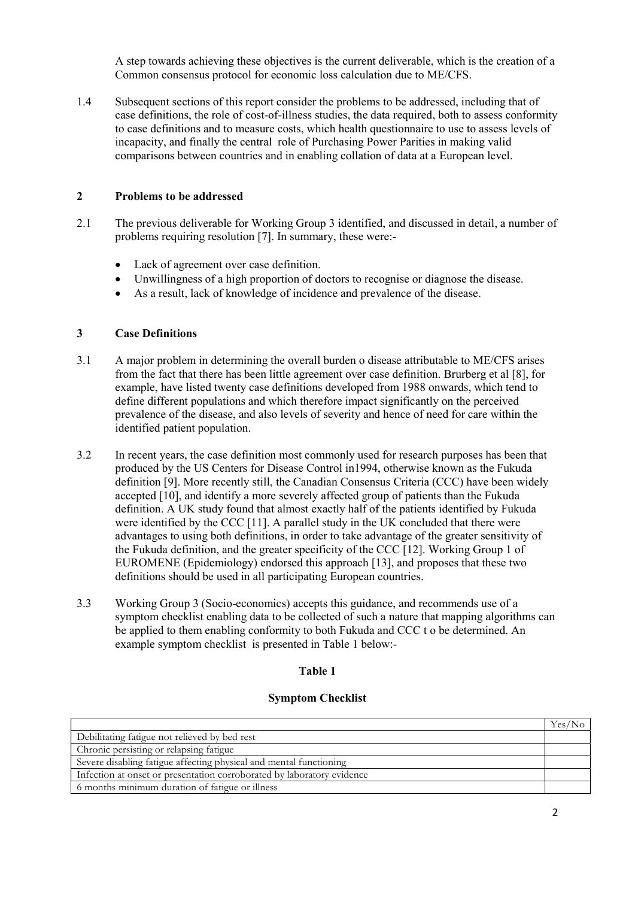A step towards achieving these objectives is the current deliverable, which is the creation of a Common consensus protocol for economic loss calculation due to ME/CFS.

1.4 Subsequent sections of this report consider the problems to be addressed, including that of case definitions, the role of cost-of-illness studies, the data required, both to assess conformity to case definitions and to measure costs, which health questionnaire to use to assess levels of incapacity, and finally the central role of Purchasing Power Parities in making valid comparisons between countries and in enabling collation of data at a European level.

## 2 Problems to be addressed

2.1 The previous deliverable for Working Group 3 identified, and discussed in detail, a number of problems requiring resolution [7]. In summary, these were:-

- Lack of agreement over case definition.
- Unwillingness of a high proportion of doctors to recognise or diagnose the disease.
- As a result, lack of knowledge of incidence and prevalence of the disease.

## 3 Case Definitions

3.1 A major problem in determining the overall burden o disease attributable to ME/CFS arises from the fact that there has been little agreement over case definition. Brurberg et al [8], for example, have listed twenty case definitions developed from 1988 onwards, which tend to define different populations and which therefore impact significantly on the perceived prevalence of the disease, and also levels of severity and hence of need for care within the identified patient population.

3.2 In recent years, the case definition most commonly used for research purposes has been that produced by the US Centers for Disease Control in1994, otherwise known as the Fukuda definition [9]. More recently still, the Canadian Consensus Criteria (CCC) have been widely accepted [10], and identify a more severely affected group of patients than the Fukuda definition. A UK study found that almost exactly half of the patients identified by Fukuda were identified by the CCC [11]. A parallel study in the UK concluded that there were advantages to using both definitions, in order to take advantage of the greater sensitivity of the Fukuda definition, and the greater specificity of the CCC [12]. Working Group 1 of EUROMENE (Epidemiology) endorsed this approach [13], and proposes that these two definitions should be used in all participating European countries.

3.3 Working Group 3 (Socio-economics) accepts this guidance, and recommends use of a symptom checklist enabling data to be collected of such a nature that mapping algorithms can be applied to them enabling conformity to both Fukuda and CCC t o be determined. An example symptom checklist is presented in Table 1 below:-

**Table 1**

**Symptom Checklist**

| | Yes/No |
|---|---|
| Debilitating fatigue not relieved by bed rest | |
| Chronic persisting or relapsing fatigue | |
| Severe disabling fatigue affecting physical and mental functioning | |
| Infection at onset or presentation corroborated by laboratory evidence | |
| 6 months minimum duration of fatigue or illness | |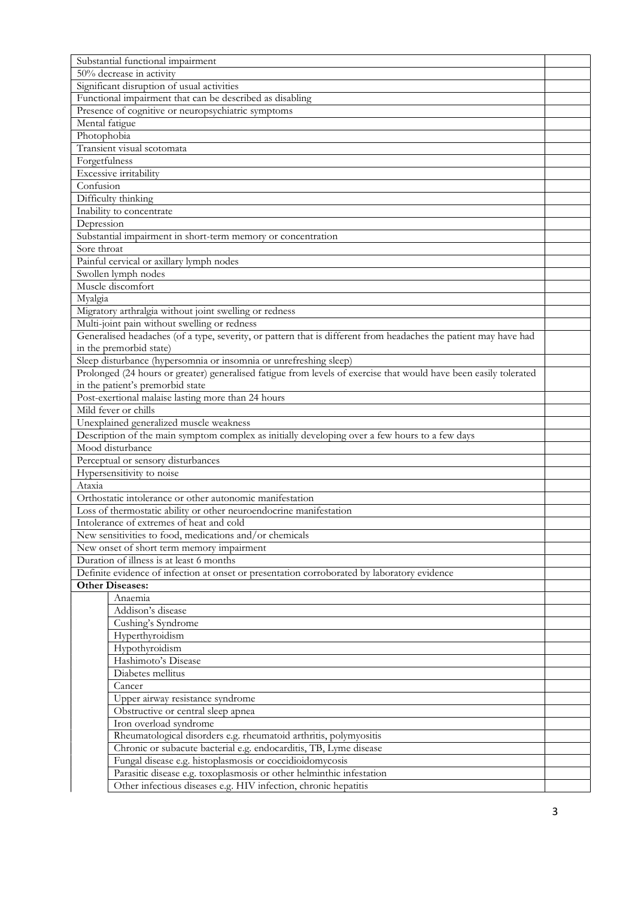| | |
|---|---|
| Substantial functional impairment | |
| 50% decrease in activity | |
| Significant disruption of usual activities | |
| Functional impairment that can be described as disabling | |
| Presence of cognitive or neuropsychiatric symptoms | |
| Mental fatigue | |
| Photophobia | |
| Transient visual scotomata | |
| Forgetfulness | |
| Excessive irritability | |
| Confusion | |
| Difficulty thinking | |
| Inability to concentrate | |
| Depression | |
| Substantial impairment in short-term memory or concentration | |
| Sore throat | |
| Painful cervical or axillary lymph nodes | |
| Swollen lymph nodes | |
| Muscle discomfort | |
| Myalgia | |
| Migratory arthralgia without joint swelling or redness | |
| Multi-joint pain without swelling or redness | |
| Generalised headaches (of a type, severity, or pattern that is different from headaches the patient may have had in the premorbid state) | |
| Sleep disturbance (hypersomnia or insomnia or unrefreshing sleep) | |
| Prolonged (24 hours or greater) generalised fatigue from levels of exercise that would have been easily tolerated in the patient's premorbid state | |
| Post-exertional malaise lasting more than 24 hours | |
| Mild fever or chills | |
| Unexplained generalized muscle weakness | |
| Description of the main symptom complex as initially developing over a few hours to a few days | |
| Mood disturbance | |
| Perceptual or sensory disturbances | |
| Hypersensitivity to noise | |
| Ataxia | |
| Orthostatic intolerance or other autonomic manifestation | |
| Loss of thermostatic ability or other neuroendocrine manifestation | |
| Intolerance of extremes of heat and cold | |
| New sensitivities to food, medications and/or chemicals | |
| New onset of short term memory impairment | |
| Duration of illness is at least 6 months | |
| Definite evidence of infection at onset or presentation corroborated by laboratory evidence | |
| **Other Diseases:** | |
| Anaemia | |
| Addison's disease | |
| Cushing's Syndrome | |
| Hyperthyroidism | |
| Hypothyroidism | |
| Hashimoto's Disease | |
| Diabetes mellitus | |
| Cancer | |
| Upper airway resistance syndrome | |
| Obstructive or central sleep apnea | |
| Iron overload syndrome | |
| Rheumatological disorders e.g. rheumatoid arthritis, polymyositis | |
| Chronic or subacute bacterial e.g. endocarditis, TB, Lyme disease | |
| Fungal disease e.g. histoplasmosis or coccidioidomycosis | |
| Parasitic disease e.g. toxoplasmosis or other helminthic infestation | |
| Other infectious diseases e.g. HIV infection, chronic hepatitis | |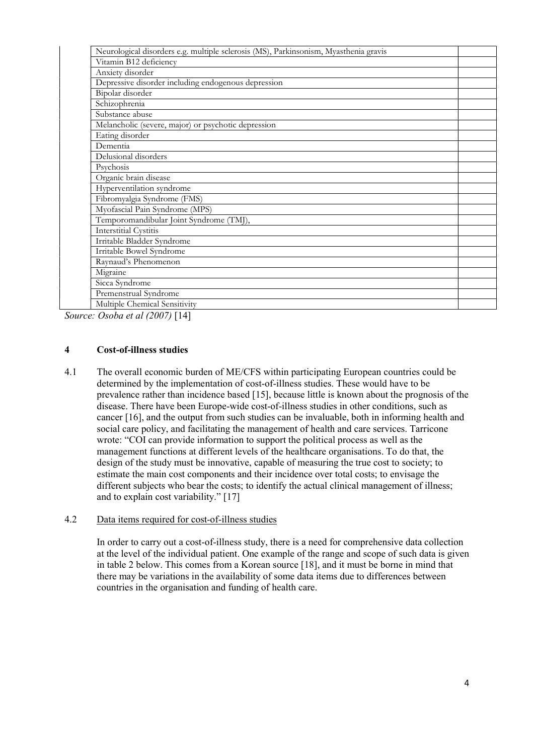| | | |
|---|---|---|
| | Neurological disorders e.g. multiple sclerosis (MS), Parkinsonism, Myasthenia gravis | |
| | Vitamin B12 deficiency | |
| | Anxiety disorder | |
| | Depressive disorder including endogenous depression | |
| | Bipolar disorder | |
| | Schizophrenia | |
| | Substance abuse | |
| | Melancholic (severe, major) or psychotic depression | |
| | Eating disorder | |
| | Dementia | |
| | Delusional disorders | |
| | Psychosis | |
| | Organic brain disease | |
| | Hyperventilation syndrome | |
| | Fibromyalgia Syndrome (FMS) | |
| | Myofascial Pain Syndrome (MPS) | |
| | Temporomandibular Joint Syndrome (TMJ), | |
| | Interstitial Cystitis | |
| | Irritable Bladder Syndrome | |
| | Irritable Bowel Syndrome | |
| | Raynaud's Phenomenon | |
| | Migraine | |
| | Sicca Syndrome | |
| | Premenstrual Syndrome | |
| | Multiple Chemical Sensitivity | |

*Source: Osoba et al (2007)* [14]

## 4 Cost-of-illness studies

4.1 The overall economic burden of ME/CFS within participating European countries could be determined by the implementation of cost-of-illness studies. These would have to be prevalence rather than incidence based [15], because little is known about the prognosis of the disease. There have been Europe-wide cost-of-illness studies in other conditions, such as cancer [16], and the output from such studies can be invaluable, both in informing health and social care policy, and facilitating the management of health and care services. Tarricone wrote: "COI can provide information to support the political process as well as the management functions at different levels of the healthcare organisations. To do that, the design of the study must be innovative, capable of measuring the true cost to society; to estimate the main cost components and their incidence over total costs; to envisage the different subjects who bear the costs; to identify the actual clinical management of illness; and to explain cost variability." [17]

4.2 Data items required for cost-of-illness studies

In order to carry out a cost-of-illness study, there is a need for comprehensive data collection at the level of the individual patient. One example of the range and scope of such data is given in table 2 below. This comes from a Korean source [18], and it must be borne in mind that there may be variations in the availability of some data items due to differences between countries in the organisation and funding of health care.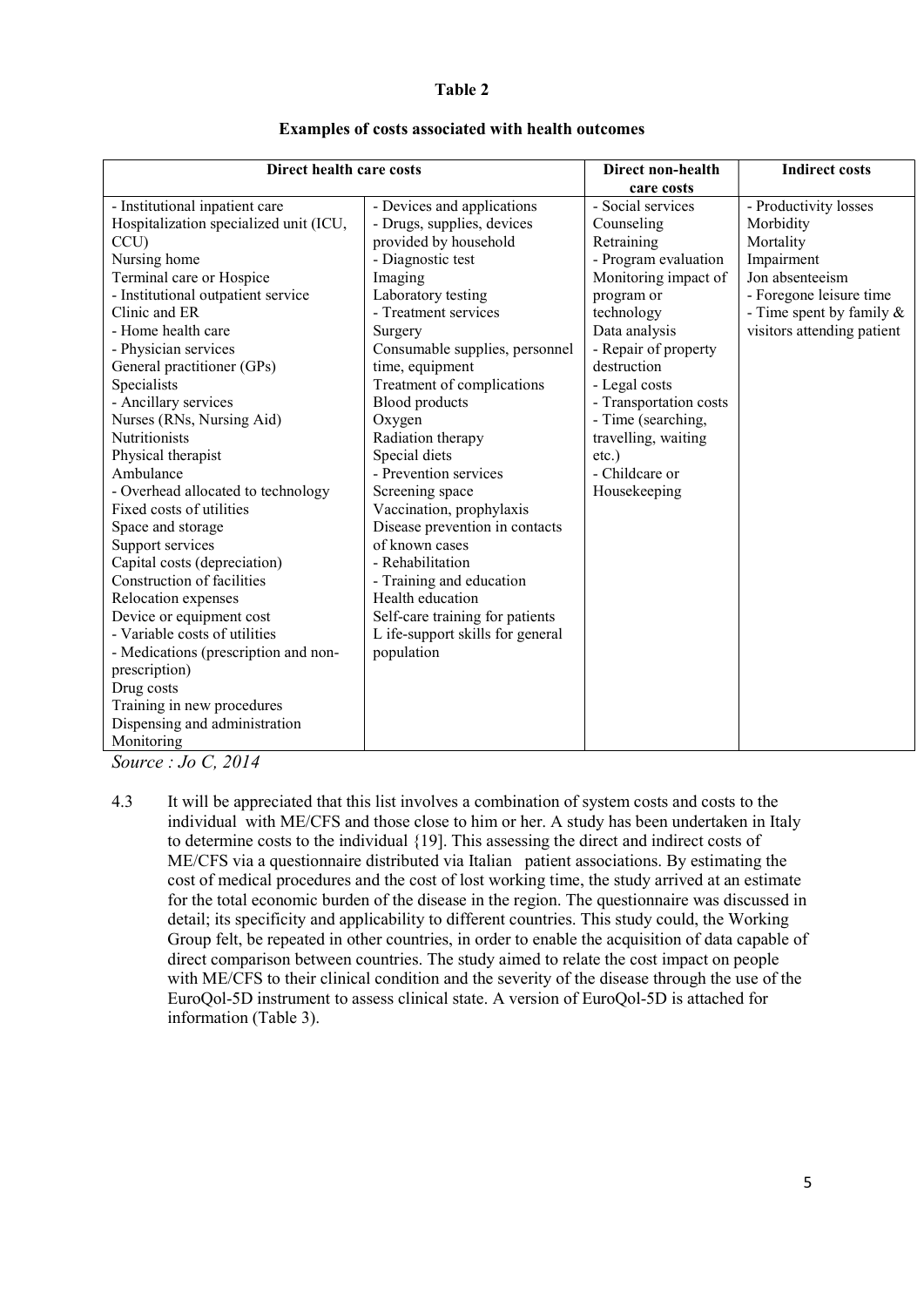**Table 2**

**Examples of costs associated with health outcomes**

| Direct health care costs | | Direct non-health care costs | Indirect costs |
|---|---|---|---|
| - Institutional inpatient care<br>Hospitalization specialized unit (ICU, CCU)<br>Nursing home<br>Terminal care or Hospice<br>- Institutional outpatient service<br>Clinic and ER<br>- Home health care<br>- Physician services<br>General practitioner (GPs)<br>Specialists<br>- Ancillary services<br>Nurses (RNs, Nursing Aid)<br>Nutritionists<br>Physical therapist<br>Ambulance<br>- Overhead allocated to technology<br>Fixed costs of utilities<br>Space and storage<br>Support services<br>Capital costs (depreciation)<br>Construction of facilities<br>Relocation expenses<br>Device or equipment cost<br>- Variable costs of utilities<br>- Medications (prescription and non-prescription)<br>Drug costs<br>Training in new procedures<br>Dispensing and administration<br>Monitoring | - Devices and applications<br>- Drugs, supplies, devices provided by household<br>- Diagnostic test<br>Imaging<br>Laboratory testing<br>- Treatment services<br>Surgery<br>Consumable supplies, personnel time, equipment<br>Treatment of complications<br>Blood products<br>Oxygen<br>Radiation therapy<br>Special diets<br>- Prevention services<br>Screening space<br>Vaccination, prophylaxis<br>Disease prevention in contacts of known cases<br>- Rehabilitation<br>- Training and education<br>Health education<br>Self-care training for patients<br>L ife-support skills for general population | - Social services<br>Counseling<br>Retraining<br>- Program evaluation<br>Monitoring impact of program or technology<br>Data analysis<br>- Repair of property destruction<br>- Legal costs<br>- Transportation costs<br>- Time (searching, travelling, waiting etc.)<br>- Childcare or Housekeeping | - Productivity losses<br>Morbidity<br>Mortality<br>Impairment<br>Jon absenteeism<br>- Foregone leisure time<br>- Time spent by family & visitors attending patient |

*Source : Jo C, 2014*

4.3 It will be appreciated that this list involves a combination of system costs and costs to the individual with ME/CFS and those close to him or her. A study has been undertaken in Italy to determine costs to the individual {19]. This assessing the direct and indirect costs of ME/CFS via a questionnaire distributed via Italian patient associations. By estimating the cost of medical procedures and the cost of lost working time, the study arrived at an estimate for the total economic burden of the disease in the region. The questionnaire was discussed in detail; its specificity and applicability to different countries. This study could, the Working Group felt, be repeated in other countries, in order to enable the acquisition of data capable of direct comparison between countries. The study aimed to relate the cost impact on people with ME/CFS to their clinical condition and the severity of the disease through the use of the EuroQol-5D instrument to assess clinical state. A version of EuroQol-5D is attached for information (Table 3).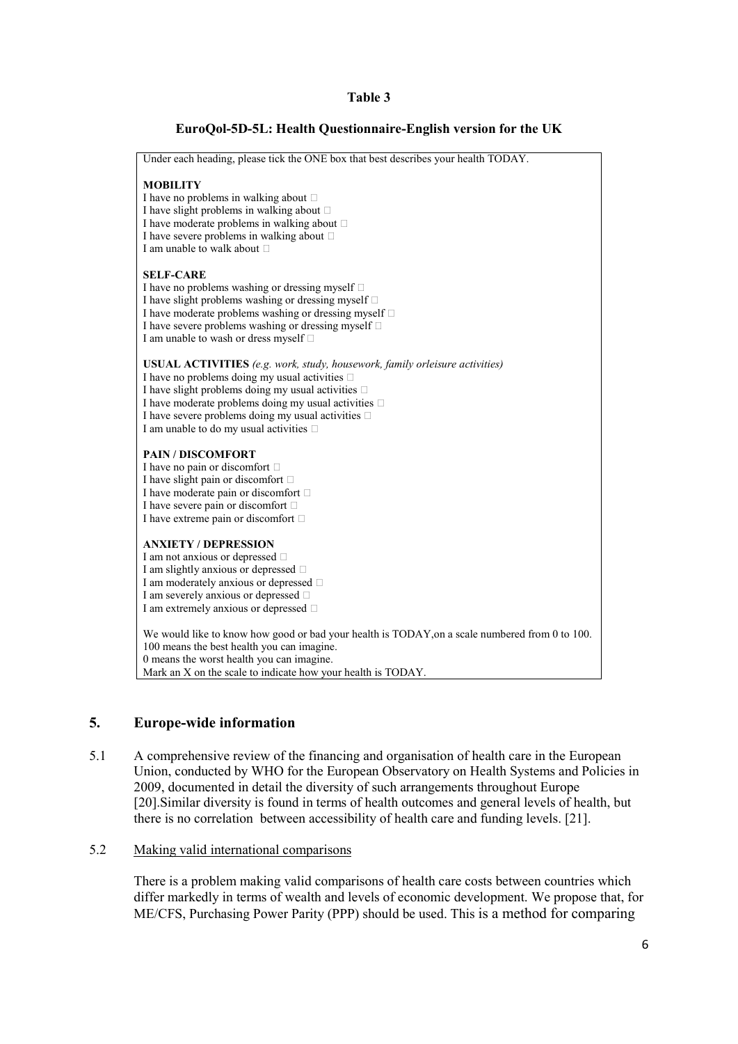**Table 3**

**EuroQol-5D-5L: Health Questionnaire-English version for the UK**

Under each heading, please tick the ONE box that best describes your health TODAY.

**MOBILITY**
I have no problems in walking about □
I have slight problems in walking about □
I have moderate problems in walking about □
I have severe problems in walking about □
I am unable to walk about □

**SELF-CARE**
I have no problems washing or dressing myself □
I have slight problems washing or dressing myself □
I have moderate problems washing or dressing myself □
I have severe problems washing or dressing myself □
I am unable to wash or dress myself □

**USUAL ACTIVITIES** *(e.g. work, study, housework, family orleisure activities)*
I have no problems doing my usual activities □
I have slight problems doing my usual activities □
I have moderate problems doing my usual activities □
I have severe problems doing my usual activities □
I am unable to do my usual activities □

**PAIN / DISCOMFORT**
I have no pain or discomfort □
I have slight pain or discomfort □
I have moderate pain or discomfort □
I have severe pain or discomfort □
I have extreme pain or discomfort □

**ANXIETY / DEPRESSION**
I am not anxious or depressed □
I am slightly anxious or depressed □
I am moderately anxious or depressed □
I am severely anxious or depressed □
I am extremely anxious or depressed □

We would like to know how good or bad your health is TODAY,on a scale numbered from 0 to 100.
100 means the best health you can imagine.
0 means the worst health you can imagine.
Mark an X on the scale to indicate how your health is TODAY.

## 5. Europe-wide information

5.1 A comprehensive review of the financing and organisation of health care in the European Union, conducted by WHO for the European Observatory on Health Systems and Policies in 2009, documented in detail the diversity of such arrangements throughout Europe [20].Similar diversity is found in terms of health outcomes and general levels of health, but there is no correlation between accessibility of health care and funding levels. [21].

5.2 Making valid international comparisons

There is a problem making valid comparisons of health care costs between countries which differ markedly in terms of wealth and levels of economic development. We propose that, for ME/CFS, Purchasing Power Parity (PPP) should be used. This is a method for comparing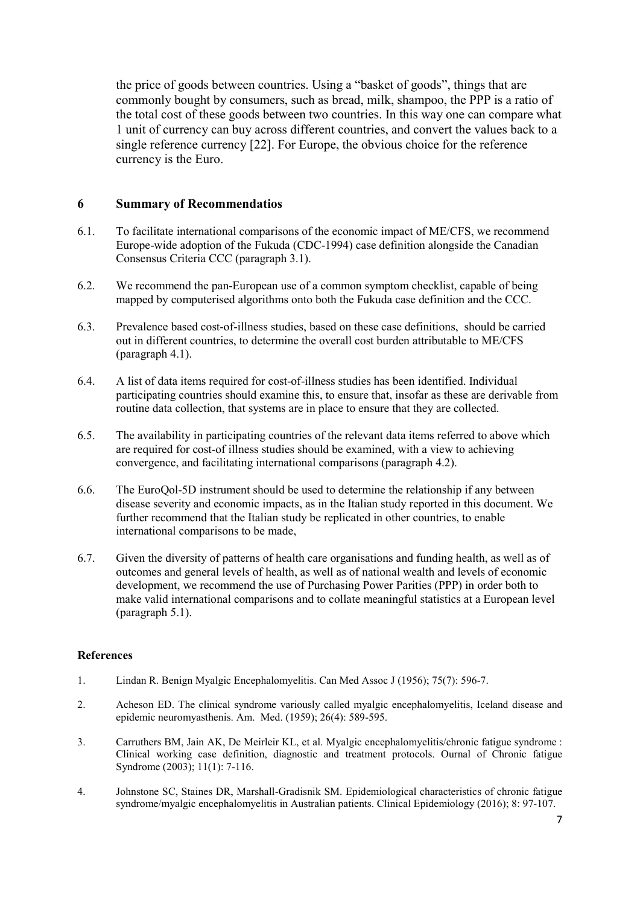the price of goods between countries. Using a "basket of goods", things that are commonly bought by consumers, such as bread, milk, shampoo, the PPP is a ratio of the total cost of these goods between two countries. In this way one can compare what 1 unit of currency can buy across different countries, and convert the values back to a single reference currency [22]. For Europe, the obvious choice for the reference currency is the Euro.

## 6 Summary of Recommendatios

6.1. To facilitate international comparisons of the economic impact of ME/CFS, we recommend Europe-wide adoption of the Fukuda (CDC-1994) case definition alongside the Canadian Consensus Criteria CCC (paragraph 3.1).

6.2. We recommend the pan-European use of a common symptom checklist, capable of being mapped by computerised algorithms onto both the Fukuda case definition and the CCC.

6.3. Prevalence based cost-of-illness studies, based on these case definitions, should be carried out in different countries, to determine the overall cost burden attributable to ME/CFS (paragraph 4.1).

6.4. A list of data items required for cost-of-illness studies has been identified. Individual participating countries should examine this, to ensure that, insofar as these are derivable from routine data collection, that systems are in place to ensure that they are collected.

6.5. The availability in participating countries of the relevant data items referred to above which are required for cost-of illness studies should be examined, with a view to achieving convergence, and facilitating international comparisons (paragraph 4.2).

6.6. The EuroQol-5D instrument should be used to determine the relationship if any between disease severity and economic impacts, as in the Italian study reported in this document. We further recommend that the Italian study be replicated in other countries, to enable international comparisons to be made,

6.7. Given the diversity of patterns of health care organisations and funding health, as well as of outcomes and general levels of health, as well as of national wealth and levels of economic development, we recommend the use of Purchasing Power Parities (PPP) in order both to make valid international comparisons and to collate meaningful statistics at a European level (paragraph 5.1).

### References

1. Lindan R. Benign Myalgic Encephalomyelitis. Can Med Assoc J (1956); 75(7): 596-7.
2. Acheson ED. The clinical syndrome variously called myalgic encephalomyelitis, Iceland disease and epidemic neuromyasthenis. Am. Med. (1959); 26(4): 589-595.
3. Carruthers BM, Jain AK, De Meirleir KL, et al. Myalgic encephalomyelitis/chronic fatigue syndrome : Clinical working case definition, diagnostic and treatment protocols. Ournal of Chronic fatigue Syndrome (2003); 11(1): 7-116.
4. Johnstone SC, Staines DR, Marshall-Gradisnik SM. Epidemiological characteristics of chronic fatigue syndrome/myalgic encephalomyelitis in Australian patients. Clinical Epidemiology (2016); 8: 97-107.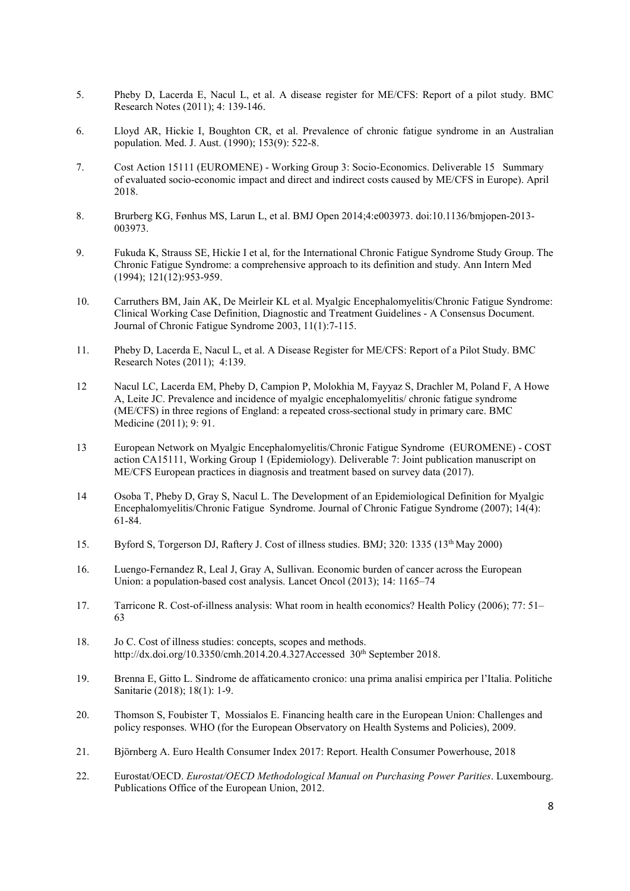5. Pheby D, Lacerda E, Nacul L, et al. A disease register for ME/CFS: Report of a pilot study. BMC Research Notes (2011); 4: 139-146.

6. Lloyd AR, Hickie I, Boughton CR, et al. Prevalence of chronic fatigue syndrome in an Australian population. Med. J. Aust. (1990); 153(9): 522-8.

7. Cost Action 15111 (EUROMENE) - Working Group 3: Socio-Economics. Deliverable 15 Summary of evaluated socio-economic impact and direct and indirect costs caused by ME/CFS in Europe). April 2018.

8. Brurberg KG, Fønhus MS, Larun L, et al. BMJ Open 2014;4:e003973. doi:10.1136/bmjopen-2013-003973.

9. Fukuda K, Strauss SE, Hickie I et al, for the International Chronic Fatigue Syndrome Study Group. The Chronic Fatigue Syndrome: a comprehensive approach to its definition and study. Ann Intern Med (1994); 121(12):953-959.

10. Carruthers BM, Jain AK, De Meirleir KL et al. Myalgic Encephalomyelitis/Chronic Fatigue Syndrome: Clinical Working Case Definition, Diagnostic and Treatment Guidelines - A Consensus Document. Journal of Chronic Fatigue Syndrome 2003, 11(1):7-115.

11. Pheby D, Lacerda E, Nacul L, et al. A Disease Register for ME/CFS: Report of a Pilot Study. BMC Research Notes (2011); 4:139.

12 Nacul LC, Lacerda EM, Pheby D, Campion P, Molokhia M, Fayyaz S, Drachler M, Poland F, A Howe A, Leite JC. Prevalence and incidence of myalgic encephalomyelitis/ chronic fatigue syndrome (ME/CFS) in three regions of England: a repeated cross-sectional study in primary care. BMC Medicine (2011); 9: 91.

13 European Network on Myalgic Encephalomyelitis/Chronic Fatigue Syndrome (EUROMENE) - COST action CA15111, Working Group 1 (Epidemiology). Deliverable 7: Joint publication manuscript on ME/CFS European practices in diagnosis and treatment based on survey data (2017).

14 Osoba T, Pheby D, Gray S, Nacul L. The Development of an Epidemiological Definition for Myalgic Encephalomyelitis/Chronic Fatigue Syndrome. Journal of Chronic Fatigue Syndrome (2007); 14(4): 61-84.

15. Byford S, Torgerson DJ, Raftery J. Cost of illness studies. BMJ; 320: 1335 (13th May 2000)

16. Luengo-Fernandez R, Leal J, Gray A, Sullivan. Economic burden of cancer across the European Union: a population-based cost analysis. Lancet Oncol (2013); 14: 1165–74

17. Tarricone R. Cost-of-illness analysis: What room in health economics? Health Policy (2006); 77: 51–63

18. Jo C. Cost of illness studies: concepts, scopes and methods. http://dx.doi.org/10.3350/cmh.2014.20.4.327Accessed 30th September 2018.

19. Brenna E, Gitto L. Sindrome de affaticamento cronico: una prima analisi empirica per l'Italia. Politiche Sanitarie (2018); 18(1): 1-9.

20. Thomson S, Foubister T, Mossialos E. Financing health care in the European Union: Challenges and policy responses. WHO (for the European Observatory on Health Systems and Policies), 2009.

21. Björnberg A. Euro Health Consumer Index 2017: Report. Health Consumer Powerhouse, 2018

22. Eurostat/OECD. *Eurostat/OECD Methodological Manual on Purchasing Power Parities*. Luxembourg. Publications Office of the European Union, 2012.